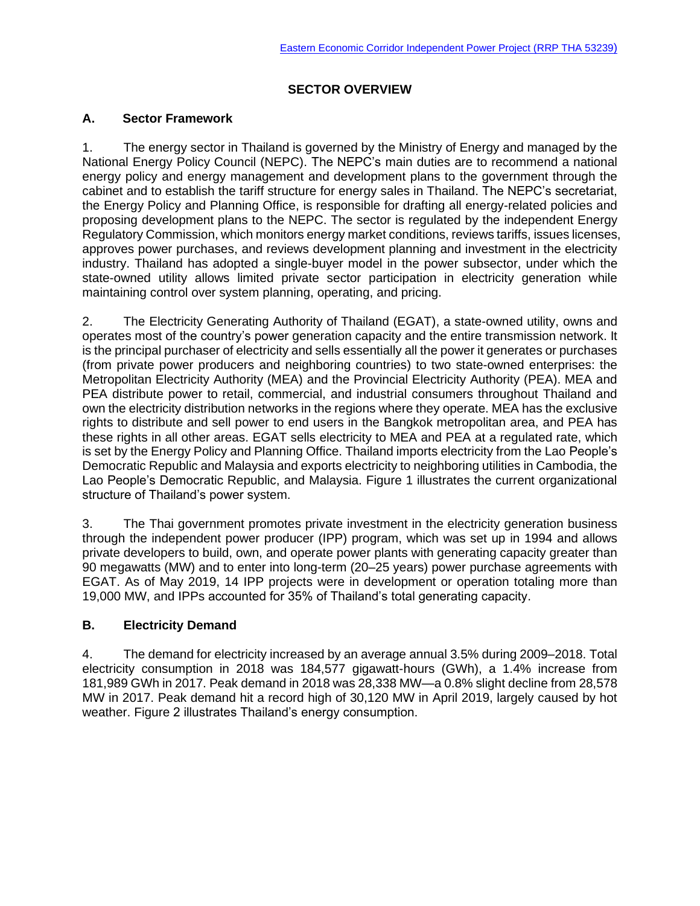# SECTOR OVERVIEW

## A. Sector Framework

1. The energy sector in Thailand is governed by the Ministry of Energy and managed by the National Energy Policy Council (NEPC). The NEPC's main duties are to recommend a national energy policy and energy management and development plans to the government through the cabinet and to establish the tariff structure for energy sales in Thailand. The NEPC's secretariat, the Energy Policy and Planning Office, is responsible for drafting all energy-related policies and proposing development plans to the NEPC. The sector is regulated by the independent Energy Regulatory Commission, which monitors energy market conditions, reviews tariffs, issues licenses, approves power purchases, and reviews development planning and investment in the electricity industry. Thailand has adopted a single-buyer model in the power subsector, under which the state-owned utility allows limited private sector participation in electricity generation while maintaining control over system planning, operating, and pricing.

2. The Electricity Generating Authority of Thailand (EGAT), a state-owned utility, owns and operates most of the country's power generation capacity and the entire transmission network. It is the principal purchaser of electricity and sells essentially all the power it generates or purchases (from private power producers and neighboring countries) to two state-owned enterprises: the Metropolitan Electricity Authority (MEA) and the Provincial Electricity Authority (PEA). MEA and PEA distribute power to retail, commercial, and industrial consumers throughout Thailand and own the electricity distribution networks in the regions where they operate. MEA has the exclusive rights to distribute and sell power to end users in the Bangkok metropolitan area, and PEA has these rights in all other areas. EGAT sells electricity to MEA and PEA at a regulated rate, which is set by the Energy Policy and Planning Office. Thailand imports electricity from the Lao People's Democratic Republic and Malaysia and exports electricity to neighboring utilities in Cambodia, the Lao People's Democratic Republic, and Malaysia. Figure 1 illustrates the current organizational structure of Thailand's power system.

3. The Thai government promotes private investment in the electricity generation business through the independent power producer (IPP) program, which was set up in 1994 and allows private developers to build, own, and operate power plants with generating capacity greater than 90 megawatts (MW) and to enter into long-term (20–25 years) power purchase agreements with EGAT. As of May 2019, 14 IPP projects were in development or operation totaling more than 19,000 MW, and IPPs accounted for 35% of Thailand's total generating capacity.

## B. Electricity Demand

4. The demand for electricity increased by an average annual 3.5% during 2009–2018. Total electricity consumption in 2018 was 184,577 gigawatt-hours (GWh), a 1.4% increase from 181,989 GWh in 2017. Peak demand in 2018 was 28,338 MW—a 0.8% slight decline from 28,578 MW in 2017. Peak demand hit a record high of 30,120 MW in April 2019, largely caused by hot weather. Figure 2 illustrates Thailand's energy consumption.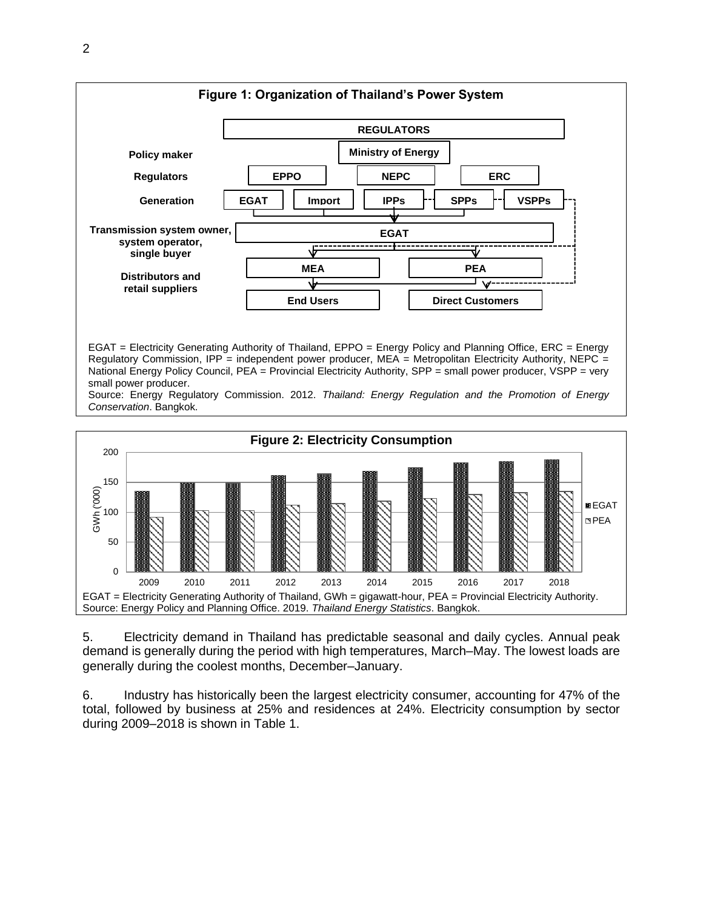**Figure 1: Organization of Thailand's Power System**

EGAT = Electricity Generating Authority of Thailand, EPPO = Energy Policy and Planning Office, ERC = Energy Regulatory Commission, IPP = independent power producer, MEA = Metropolitan Electricity Authority, NEPC = National Energy Policy Council, PEA = Provincial Electricity Authority, SPP = small power producer, VSPP = very small power producer.

Source: Energy Regulatory Commission. 2012. *Thailand: Energy Regulation and the Promotion of Energy Conservation*. Bangkok.

**Figure 2: Electricity Consumption**

EGAT = Electricity Generating Authority of Thailand, GWh = gigawatt-hour, PEA = Provincial Electricity Authority.

Source: Energy Policy and Planning Office. 2019. *Thailand Energy Statistics*. Bangkok.

5. Electricity demand in Thailand has predictable seasonal and daily cycles. Annual peak demand is generally during the period with high temperatures, March–May. The lowest loads are generally during the coolest months, December–January.

6. Industry has historically been the largest electricity consumer, accounting for 47% of the total, followed by business at 25% and residences at 24%. Electricity consumption by sector during 2009–2018 is shown in Table 1.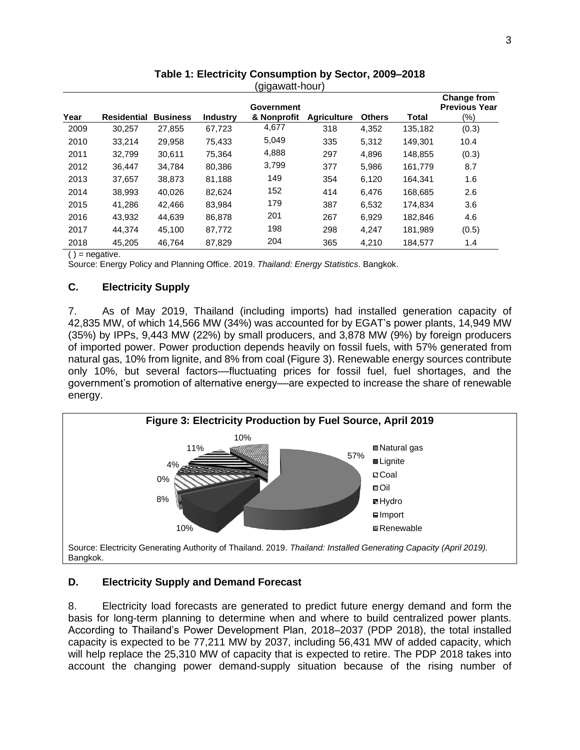**Table 1: Electricity Consumption by Sector, 2009–2018**
(gigawatt-hour)

| Year | Residential | Business | Industry | Government & Nonprofit | Agriculture | Others | Total | Change from Previous Year (%) |
|---|---|---|---|---|---|---|---|---|
| 2009 | 30,257 | 27,855 | 67,723 | 4,677 | 318 | 4,352 | 135,182 | (0.3) |
| 2010 | 33,214 | 29,958 | 75,433 | 5,049 | 335 | 5,312 | 149,301 | 10.4 |
| 2011 | 32,799 | 30,611 | 75,364 | 4,888 | 297 | 4,896 | 148,855 | (0.3) |
| 2012 | 36,447 | 34,784 | 80,386 | 3,799 | 377 | 5,986 | 161,779 | 8.7 |
| 2013 | 37,657 | 38,873 | 81,188 | 149 | 354 | 6,120 | 164,341 | 1.6 |
| 2014 | 38,993 | 40,026 | 82,624 | 152 | 414 | 6,476 | 168,685 | 2.6 |
| 2015 | 41,286 | 42,466 | 83,984 | 179 | 387 | 6,532 | 174,834 | 3.6 |
| 2016 | 43,932 | 44,639 | 86,878 | 201 | 267 | 6,929 | 182,846 | 4.6 |
| 2017 | 44,374 | 45,100 | 87,772 | 198 | 298 | 4,247 | 181,989 | (0.5) |
| 2018 | 45,205 | 46,764 | 87,829 | 204 | 365 | 4,210 | 184,577 | 1.4 |

( ) = negative.
Source: Energy Policy and Planning Office. 2019. *Thailand: Energy Statistics*. Bangkok.

### C. Electricity Supply

7. As of May 2019, Thailand (including imports) had installed generation capacity of 42,835 MW, of which 14,566 MW (34%) was accounted for by EGAT's power plants, 14,949 MW (35%) by IPPs, 9,443 MW (22%) by small producers, and 3,878 MW (9%) by foreign producers of imported power. Power production depends heavily on fossil fuels, with 57% generated from natural gas, 10% from lignite, and 8% from coal (Figure 3). Renewable energy sources contribute only 10%, but several factors—fluctuating prices for fossil fuel, fuel shortages, and the government's promotion of alternative energy—are expected to increase the share of renewable energy.

**Figure 3: Electricity Production by Fuel Source, April 2019**

| Fuel Source | Share |
|---|---|
| Natural gas | 57% |
| Lignite | 10% |
| Coal | 8% |
| Oil | 0% |
| Hydro | 4% |
| Import | 11% |
| Renewable | 10% |

Source: Electricity Generating Authority of Thailand. 2019. *Thailand: Installed Generating Capacity (April 2019).* Bangkok.

### D. Electricity Supply and Demand Forecast

8. Electricity load forecasts are generated to predict future energy demand and form the basis for long-term planning to determine when and where to build centralized power plants. According to Thailand's Power Development Plan, 2018–2037 (PDP 2018), the total installed capacity is expected to be 77,211 MW by 2037, including 56,431 MW of added capacity, which will help replace the 25,310 MW of capacity that is expected to retire. The PDP 2018 takes into account the changing power demand-supply situation because of the rising number of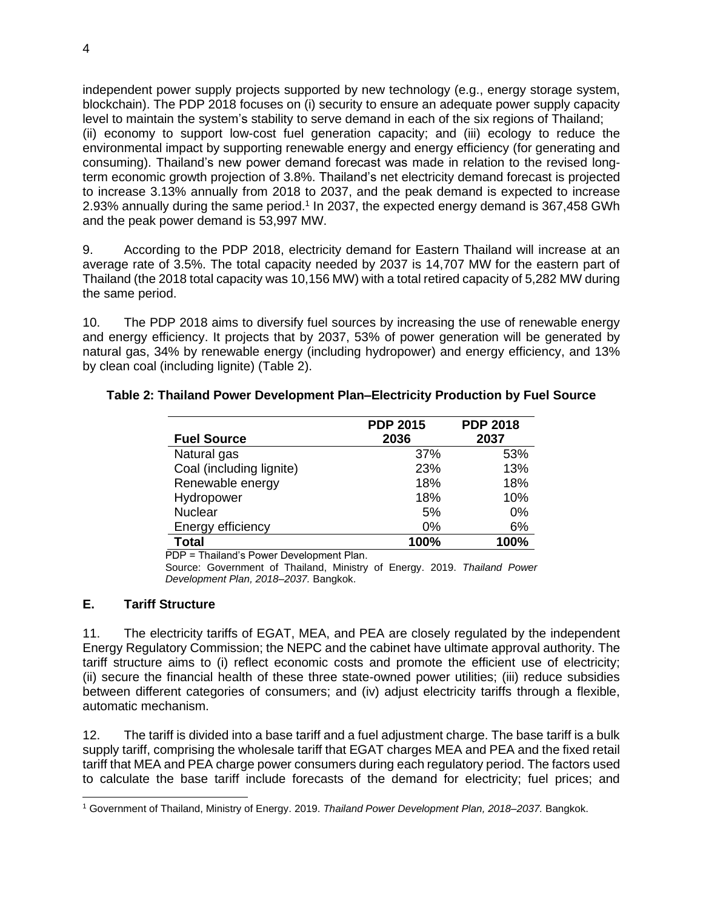independent power supply projects supported by new technology (e.g., energy storage system, blockchain). The PDP 2018 focuses on (i) security to ensure an adequate power supply capacity level to maintain the system's stability to serve demand in each of the six regions of Thailand; (ii) economy to support low-cost fuel generation capacity; and (iii) ecology to reduce the environmental impact by supporting renewable energy and energy efficiency (for generating and consuming). Thailand's new power demand forecast was made in relation to the revised long-term economic growth projection of 3.8%. Thailand's net electricity demand forecast is projected to increase 3.13% annually from 2018 to 2037, and the peak demand is expected to increase 2.93% annually during the same period.[1] In 2037, the expected energy demand is 367,458 GWh and the peak power demand is 53,997 MW.

9. According to the PDP 2018, electricity demand for Eastern Thailand will increase at an average rate of 3.5%. The total capacity needed by 2037 is 14,707 MW for the eastern part of Thailand (the 2018 total capacity was 10,156 MW) with a total retired capacity of 5,282 MW during the same period.

10. The PDP 2018 aims to diversify fuel sources by increasing the use of renewable energy and energy efficiency. It projects that by 2037, 53% of power generation will be generated by natural gas, 34% by renewable energy (including hydropower) and energy efficiency, and 13% by clean coal (including lignite) (Table 2).

**Table 2: Thailand Power Development Plan–Electricity Production by Fuel Source**

| Fuel Source | PDP 2015 2036 | PDP 2018 2037 |
|---|---|---|
| Natural gas | 37% | 53% |
| Coal (including lignite) | 23% | 13% |
| Renewable energy | 18% | 18% |
| Hydropower | 18% | 10% |
| Nuclear | 5% | 0% |
| Energy efficiency | 0% | 6% |
| **Total** | **100%** | **100%** |

PDP = Thailand's Power Development Plan.

Source: Government of Thailand, Ministry of Energy. 2019. *Thailand Power Development Plan, 2018–2037.* Bangkok.

## E. Tariff Structure

11. The electricity tariffs of EGAT, MEA, and PEA are closely regulated by the independent Energy Regulatory Commission; the NEPC and the cabinet have ultimate approval authority. The tariff structure aims to (i) reflect economic costs and promote the efficient use of electricity; (ii) secure the financial health of these three state-owned power utilities; (iii) reduce subsidies between different categories of consumers; and (iv) adjust electricity tariffs through a flexible, automatic mechanism.

12. The tariff is divided into a base tariff and a fuel adjustment charge. The base tariff is a bulk supply tariff, comprising the wholesale tariff that EGAT charges MEA and PEA and the fixed retail tariff that MEA and PEA charge power consumers during each regulatory period. The factors used to calculate the base tariff include forecasts of the demand for electricity; fuel prices; and

[1] Government of Thailand, Ministry of Energy. 2019. *Thailand Power Development Plan, 2018–2037.* Bangkok.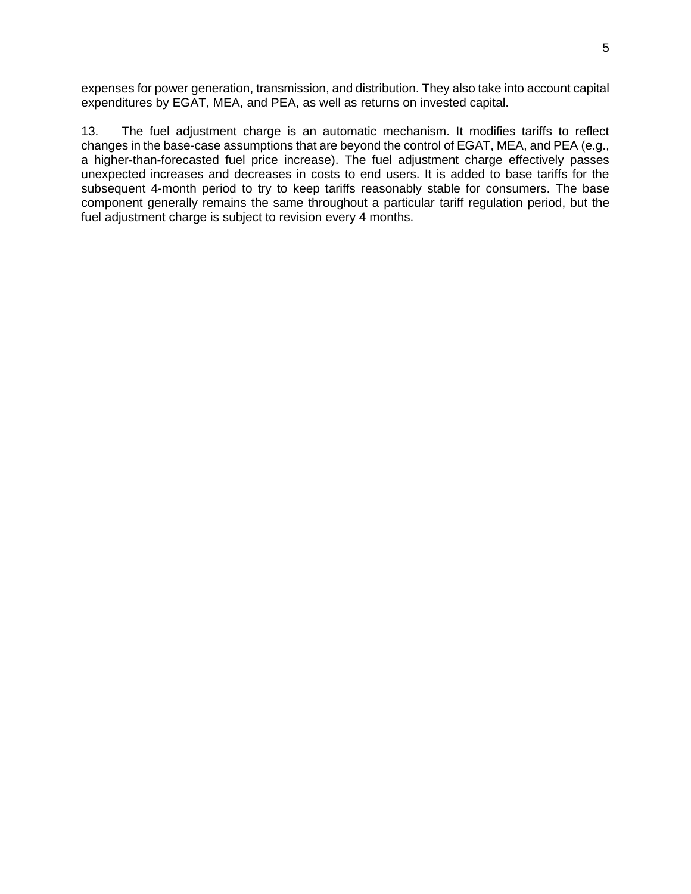expenses for power generation, transmission, and distribution. They also take into account capital expenditures by EGAT, MEA, and PEA, as well as returns on invested capital.

13. The fuel adjustment charge is an automatic mechanism. It modifies tariffs to reflect changes in the base-case assumptions that are beyond the control of EGAT, MEA, and PEA (e.g., a higher-than-forecasted fuel price increase). The fuel adjustment charge effectively passes unexpected increases and decreases in costs to end users. It is added to base tariffs for the subsequent 4-month period to try to keep tariffs reasonably stable for consumers. The base component generally remains the same throughout a particular tariff regulation period, but the fuel adjustment charge is subject to revision every 4 months.